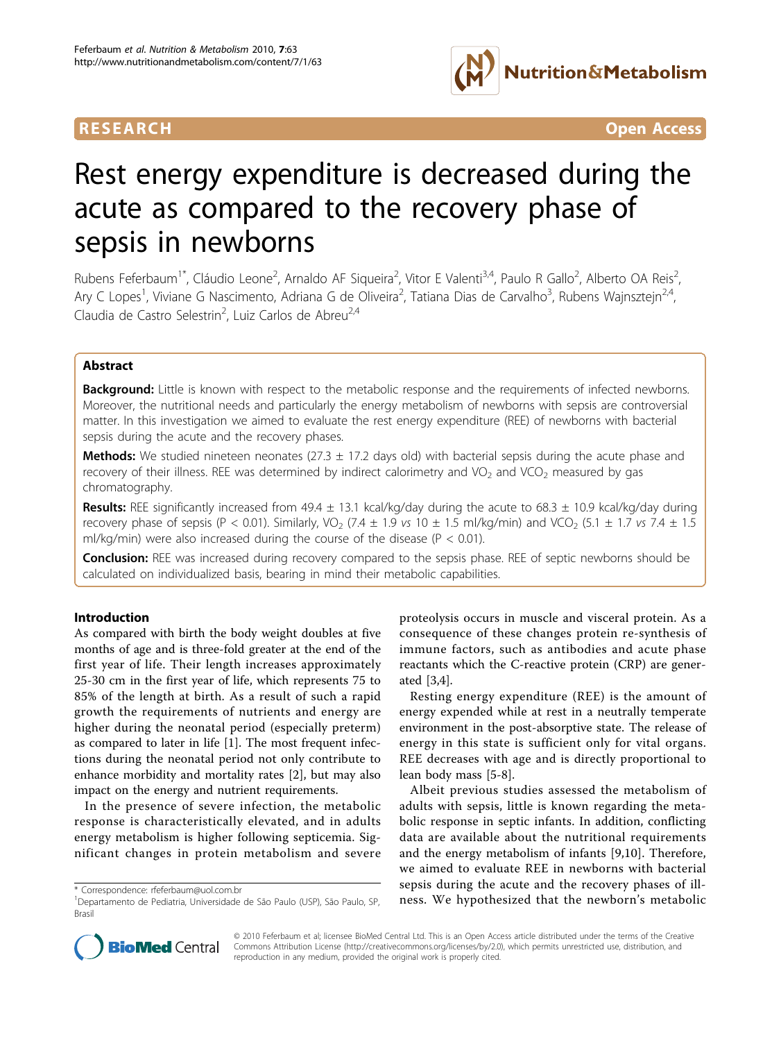RESEARCH Open Access

# Rest energy expenditure is decreased during the acute as compared to the recovery phase of sepsis in newborns

Rubens Feferbaum[1*], Cláudio Leone[2], Arnaldo AF Siqueira[2], Vitor E Valenti[3,4], Paulo R Gallo[2], Alberto OA Reis[2], Ary C Lopes[1], Viviane G Nascimento, Adriana G de Oliveira[2], Tatiana Dias de Carvalho[3], Rubens Wajnsztejn[2,4], Claudia de Castro Selestrin[2], Luiz Carlos de Abreu[2,4]

## Abstract

**Background:** Little is known with respect to the metabolic response and the requirements of infected newborns. Moreover, the nutritional needs and particularly the energy metabolism of newborns with sepsis are controversial matter. In this investigation we aimed to evaluate the rest energy expenditure (REE) of newborns with bacterial sepsis during the acute and the recovery phases.

**Methods:** We studied nineteen neonates (27.3 ± 17.2 days old) with bacterial sepsis during the acute phase and recovery of their illness. REE was determined by indirect calorimetry and $VO_2$ and $VCO_2$ measured by gas chromatography.

**Results:** REE significantly increased from 49.4 ± 13.1 kcal/kg/day during the acute to 68.3 ± 10.9 kcal/kg/day during recovery phase of sepsis ($P < 0.01$). Similarly, $VO_2$ (7.4 ± 1.9 *vs* 10 ± 1.5 ml/kg/min) and $VCO_2$ (5.1 ± 1.7 *vs* 7.4 ± 1.5 ml/kg/min) were also increased during the course of the disease ($P < 0.01$).

**Conclusion:** REE was increased during recovery compared to the sepsis phase. REE of septic newborns should be calculated on individualized basis, bearing in mind their metabolic capabilities.

## Introduction

As compared with birth the body weight doubles at five months of age and is three-fold greater at the end of the first year of life. Their length increases approximately 25-30 cm in the first year of life, which represents 75 to 85% of the length at birth. As a result of such a rapid growth the requirements of nutrients and energy are higher during the neonatal period (especially preterm) as compared to later in life [1]. The most frequent infections during the neonatal period not only contribute to enhance morbidity and mortality rates [2], but may also impact on the energy and nutrient requirements.

In the presence of severe infection, the metabolic response is characteristically elevated, and in adults energy metabolism is higher following septicemia. Significant changes in protein metabolism and severe proteolysis occurs in muscle and visceral protein. As a consequence of these changes protein re-synthesis of immune factors, such as antibodies and acute phase reactants which the C-reactive protein (CRP) are generated [3,4].

Resting energy expenditure (REE) is the amount of energy expended while at rest in a neutrally temperate environment in the post-absorptive state. The release of energy in this state is sufficient only for vital organs. REE decreases with age and is directly proportional to lean body mass [5-8].

Albeit previous studies assessed the metabolism of adults with sepsis, little is known regarding the metabolic response in septic infants. In addition, conflicting data are available about the nutritional requirements and the energy metabolism of infants [9,10]. Therefore, we aimed to evaluate REE in newborns with bacterial sepsis during the acute and the recovery phases of illness. We hypothesized that the newborn's metabolic

* Correspondence: rfeferbaum@uol.com.br
[1]Departamento de Pediatria, Universidade de São Paulo (USP), São Paulo, SP, Brasil

© 2010 Feferbaum et al; licensee BioMed Central Ltd. This is an Open Access article distributed under the terms of the Creative Commons Attribution License (http://creativecommons.org/licenses/by/2.0), which permits unrestricted use, distribution, and reproduction in any medium, provided the original work is properly cited.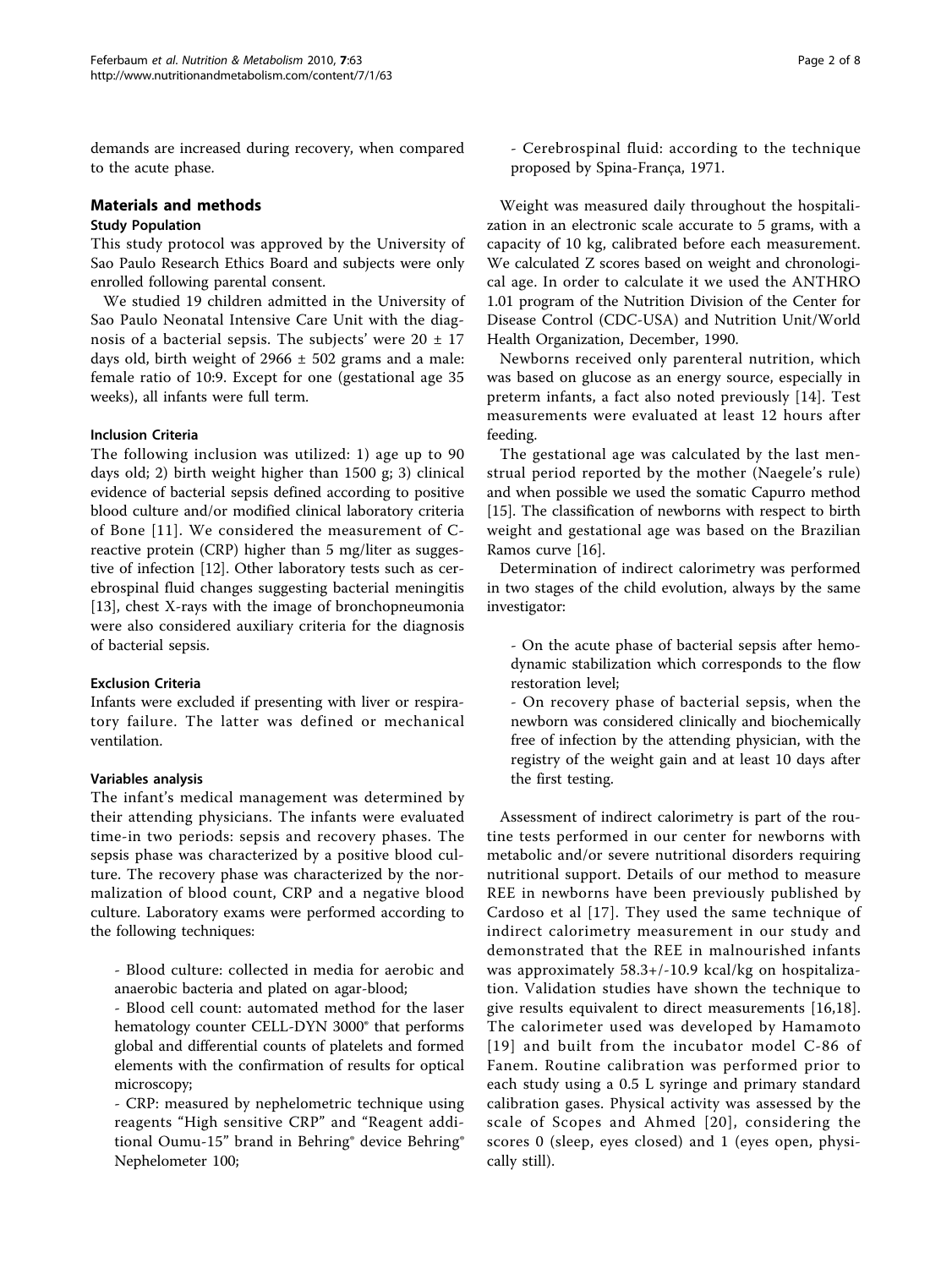demands are increased during recovery, when compared to the acute phase.

## Materials and methods

### Study Population

This study protocol was approved by the University of Sao Paulo Research Ethics Board and subjects were only enrolled following parental consent.

We studied 19 children admitted in the University of Sao Paulo Neonatal Intensive Care Unit with the diagnosis of a bacterial sepsis. The subjects' were 20 ± 17 days old, birth weight of 2966 ± 502 grams and a male: female ratio of 10:9. Except for one (gestational age 35 weeks), all infants were full term.

### Inclusion Criteria

The following inclusion was utilized: 1) age up to 90 days old; 2) birth weight higher than 1500 g; 3) clinical evidence of bacterial sepsis defined according to positive blood culture and/or modified clinical laboratory criteria of Bone [11]. We considered the measurement of C-reactive protein (CRP) higher than 5 mg/liter as suggestive of infection [12]. Other laboratory tests such as cerebrospinal fluid changes suggesting bacterial meningitis [13], chest X-rays with the image of bronchopneumonia were also considered auxiliary criteria for the diagnosis of bacterial sepsis.

### Exclusion Criteria

Infants were excluded if presenting with liver or respiratory failure. The latter was defined or mechanical ventilation.

### Variables analysis

The infant's medical management was determined by their attending physicians. The infants were evaluated time-in two periods: sepsis and recovery phases. The sepsis phase was characterized by a positive blood culture. The recovery phase was characterized by the normalization of blood count, CRP and a negative blood culture. Laboratory exams were performed according to the following techniques:

- Blood culture: collected in media for aerobic and anaerobic bacteria and plated on agar-blood;
- Blood cell count: automated method for the laser hematology counter CELL-DYN 3000® that performs global and differential counts of platelets and formed elements with the confirmation of results for optical microscopy;
- CRP: measured by nephelometric technique using reagents "High sensitive CRP" and "Reagent additional Oumu-15" brand in Behring® device Behring® Nephelometer 100;
- Cerebrospinal fluid: according to the technique proposed by Spina-França, 1971.

Weight was measured daily throughout the hospitalization in an electronic scale accurate to 5 grams, with a capacity of 10 kg, calibrated before each measurement. We calculated Z scores based on weight and chronological age. In order to calculate it we used the ANTHRO 1.01 program of the Nutrition Division of the Center for Disease Control (CDC-USA) and Nutrition Unit/World Health Organization, December, 1990.

Newborns received only parenteral nutrition, which was based on glucose as an energy source, especially in preterm infants, a fact also noted previously [14]. Test measurements were evaluated at least 12 hours after feeding.

The gestational age was calculated by the last menstrual period reported by the mother (Naegele's rule) and when possible we used the somatic Capurro method [15]. The classification of newborns with respect to birth weight and gestational age was based on the Brazilian Ramos curve [16].

Determination of indirect calorimetry was performed in two stages of the child evolution, always by the same investigator:

- On the acute phase of bacterial sepsis after hemodynamic stabilization which corresponds to the flow restoration level;
- On recovery phase of bacterial sepsis, when the newborn was considered clinically and biochemically free of infection by the attending physician, with the registry of the weight gain and at least 10 days after the first testing.

Assessment of indirect calorimetry is part of the routine tests performed in our center for newborns with metabolic and/or severe nutritional disorders requiring nutritional support. Details of our method to measure REE in newborns have been previously published by Cardoso et al [17]. They used the same technique of indirect calorimetry measurement in our study and demonstrated that the REE in malnourished infants was approximately 58.3+/-10.9 kcal/kg on hospitalization. Validation studies have shown the technique to give results equivalent to direct measurements [16,18]. The calorimeter used was developed by Hamamoto [19] and built from the incubator model C-86 of Fanem. Routine calibration was performed prior to each study using a 0.5 L syringe and primary standard calibration gases. Physical activity was assessed by the scale of Scopes and Ahmed [20], considering the scores 0 (sleep, eyes closed) and 1 (eyes open, physically still).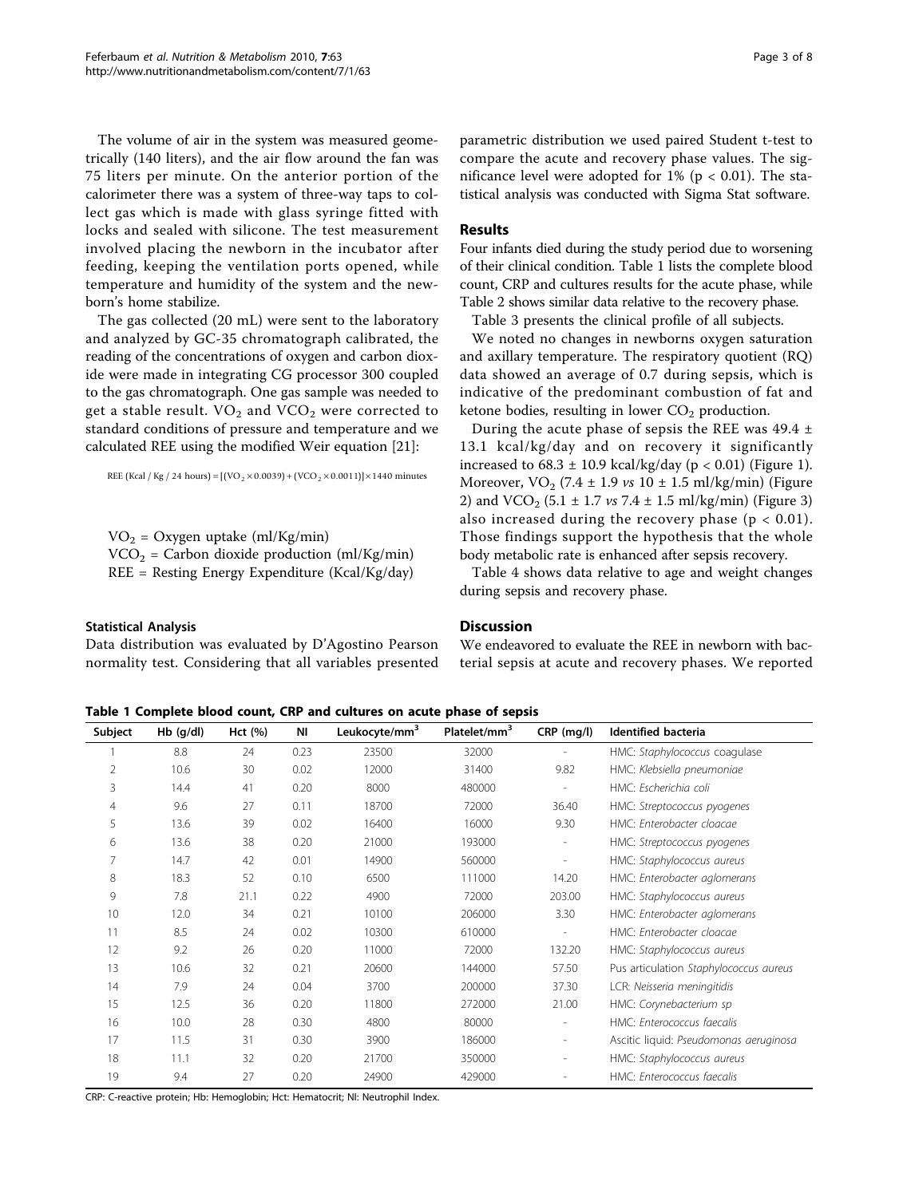The volume of air in the system was measured geometrically (140 liters), and the air flow around the fan was 75 liters per minute. On the anterior portion of the calorimeter there was a system of three-way taps to collect gas which is made with glass syringe fitted with locks and sealed with silicone. The test measurement involved placing the newborn in the incubator after feeding, keeping the ventilation ports opened, while temperature and humidity of the system and the newborn's home stabilize.

The gas collected (20 mL) were sent to the laboratory and analyzed by GC-35 chromatograph calibrated, the reading of the concentrations of oxygen and carbon dioxide were made in integrating CG processor 300 coupled to the gas chromatograph. One gas sample was needed to get a stable result. $VO_2$ and $VCO_2$ were corrected to standard conditions of pressure and temperature and we calculated REE using the modified Weir equation [21]:

$$\text{REE (Kcal / Kg / 24 hours)} = [(VO_2 \times 0.0039) + (VCO_2 \times 0.0011)] \times 1440 \text{ minutes}$$

$VO_2$ = Oxygen uptake (ml/Kg/min)
$VCO_2$ = Carbon dioxide production (ml/Kg/min)
REE = Resting Energy Expenditure (Kcal/Kg/day)

### Statistical Analysis

Data distribution was evaluated by D'Agostino Pearson normality test. Considering that all variables presented parametric distribution we used paired Student t-test to compare the acute and recovery phase values. The significance level were adopted for 1% ($p < 0.01$). The statistical analysis was conducted with Sigma Stat software.

## Results

Four infants died during the study period due to worsening of their clinical condition. Table 1 lists the complete blood count, CRP and cultures results for the acute phase, while Table 2 shows similar data relative to the recovery phase.

Table 3 presents the clinical profile of all subjects.

We noted no changes in newborns oxygen saturation and axillary temperature. The respiratory quotient (RQ) data showed an average of 0.7 during sepsis, which is indicative of the predominant combustion of fat and ketone bodies, resulting in lower $CO_2$ production.

During the acute phase of sepsis the REE was 49.4 ± 13.1 kcal/kg/day and on recovery it significantly increased to 68.3 ± 10.9 kcal/kg/day ($p < 0.01$) (Figure 1). Moreover, $VO_2$ (7.4 ± 1.9 *vs* 10 ± 1.5 ml/kg/min) (Figure 2) and $VCO_2$ (5.1 ± 1.7 *vs* 7.4 ± 1.5 ml/kg/min) (Figure 3) also increased during the recovery phase ($p < 0.01$). Those findings support the hypothesis that the whole body metabolic rate is enhanced after sepsis recovery.

Table 4 shows data relative to age and weight changes during sepsis and recovery phase.

## Discussion

We endeavored to evaluate the REE in newborn with bacterial sepsis at acute and recovery phases. We reported

**Table 1 Complete blood count, CRP and cultures on acute phase of sepsis**

| Subject | Hb (g/dl) | Hct (%) | NI | Leukocyte/mm$^3$ | Platelet/mm$^3$ | CRP (mg/l) | Identified bacteria |
|---|---|---|---|---|---|---|---|
| 1 | 8.8 | 24 | 0.23 | 23500 | 32000 | - | HMC: *Staphylococcus* coagulase |
| 2 | 10.6 | 30 | 0.02 | 12000 | 31400 | 9.82 | HMC: *Klebsiella pneumoniae* |
| 3 | 14.4 | 41 | 0.20 | 8000 | 480000 | - | HMC: *Escherichia coli* |
| 4 | 9.6 | 27 | 0.11 | 18700 | 72000 | 36.40 | HMC: *Streptococcus pyogenes* |
| 5 | 13.6 | 39 | 0.02 | 16400 | 16000 | 9.30 | HMC: *Enterobacter cloacae* |
| 6 | 13.6 | 38 | 0.20 | 21000 | 193000 | - | HMC: *Streptococcus pyogenes* |
| 7 | 14.7 | 42 | 0.01 | 14900 | 560000 | - | HMC: *Staphylococcus aureus* |
| 8 | 18.3 | 52 | 0.10 | 6500 | 111000 | 14.20 | HMC: *Enterobacter aglomerans* |
| 9 | 7.8 | 21.1 | 0.22 | 4900 | 72000 | 203.00 | HMC: *Staphylococcus aureus* |
| 10 | 12.0 | 34 | 0.21 | 10100 | 206000 | 3.30 | HMC: *Enterobacter aglomerans* |
| 11 | 8.5 | 24 | 0.02 | 10300 | 610000 | - | HMC: *Enterobacter cloacae* |
| 12 | 9.2 | 26 | 0.20 | 11000 | 72000 | 132.20 | HMC: *Staphylococcus aureus* |
| 13 | 10.6 | 32 | 0.21 | 20600 | 144000 | 57.50 | Pus articulation *Staphylococcus aureus* |
| 14 | 7.9 | 24 | 0.04 | 3700 | 200000 | 37.30 | LCR: *Neisseria meningitidis* |
| 15 | 12.5 | 36 | 0.20 | 11800 | 272000 | 21.00 | HMC: *Corynebacterium sp* |
| 16 | 10.0 | 28 | 0.30 | 4800 | 80000 | - | HMC: *Enterococcus faecalis* |
| 17 | 11.5 | 31 | 0.30 | 3900 | 186000 | - | Ascitic liquid: *Pseudomonas aeruginosa* |
| 18 | 11.1 | 32 | 0.20 | 21700 | 350000 | - | HMC: *Staphylococcus aureus* |
| 19 | 9.4 | 27 | 0.20 | 24900 | 429000 | - | HMC: *Enterococcus faecalis* |

CRP: C-reactive protein; Hb: Hemoglobin; Hct: Hematocrit; NI: Neutrophil Index.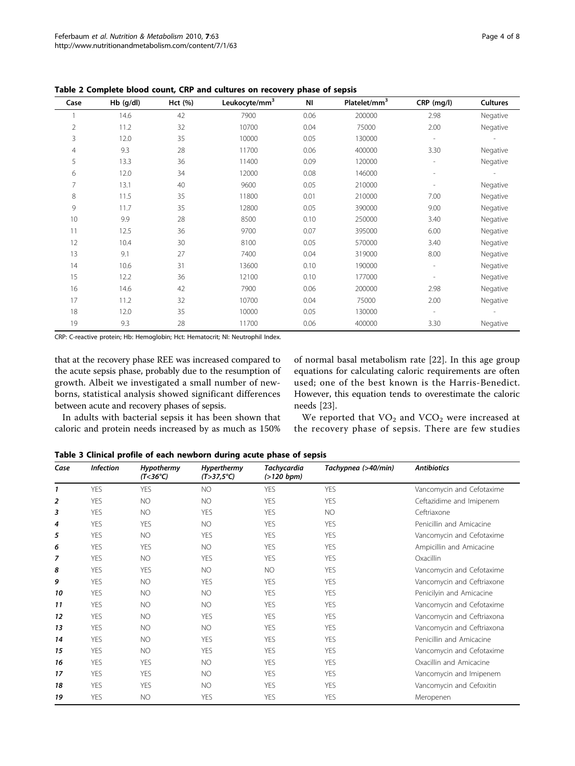**Table 2 Complete blood count, CRP and cultures on recovery phase of sepsis**

| Case | Hb (g/dl) | Hct (%) | Leukocyte/mm$^3$ | NI | Platelet/mm$^3$ | CRP (mg/l) | Cultures |
|---|---|---|---|---|---|---|---|
| 1 | 14.6 | 42 | 7900 | 0.06 | 200000 | 2.98 | Negative |
| 2 | 11.2 | 32 | 10700 | 0.04 | 75000 | 2.00 | Negative |
| 3 | 12.0 | 35 | 10000 | 0.05 | 130000 | - | - |
| 4 | 9.3 | 28 | 11700 | 0.06 | 400000 | 3.30 | Negative |
| 5 | 13.3 | 36 | 11400 | 0.09 | 120000 | - | Negative |
| 6 | 12.0 | 34 | 12000 | 0.08 | 146000 | - | - |
| 7 | 13.1 | 40 | 9600 | 0.05 | 210000 | - | Negative |
| 8 | 11.5 | 35 | 11800 | 0.01 | 210000 | 7.00 | Negative |
| 9 | 11.7 | 35 | 12800 | 0.05 | 390000 | 9.00 | Negative |
| 10 | 9.9 | 28 | 8500 | 0.10 | 250000 | 3.40 | Negative |
| 11 | 12.5 | 36 | 9700 | 0.07 | 395000 | 6.00 | Negative |
| 12 | 10.4 | 30 | 8100 | 0.05 | 570000 | 3.40 | Negative |
| 13 | 9.1 | 27 | 7400 | 0.04 | 319000 | 8.00 | Negative |
| 14 | 10.6 | 31 | 13600 | 0.10 | 190000 | - | Negative |
| 15 | 12.2 | 36 | 12100 | 0.10 | 177000 | - | Negative |
| 16 | 14.6 | 42 | 7900 | 0.06 | 200000 | 2.98 | Negative |
| 17 | 11.2 | 32 | 10700 | 0.04 | 75000 | 2.00 | Negative |
| 18 | 12.0 | 35 | 10000 | 0.05 | 130000 | - | - |
| 19 | 9.3 | 28 | 11700 | 0.06 | 400000 | 3.30 | Negative |

CRP: C-reactive protein; Hb: Hemoglobin; Hct: Hematocrit; NI: Neutrophil Index.

that at the recovery phase REE was increased compared to the acute sepsis phase, probably due to the resumption of growth. Albeit we investigated a small number of newborns, statistical analysis showed significant differences between acute and recovery phases of sepsis.

In adults with bacterial sepsis it has been shown that caloric and protein needs increased by as much as 150% of normal basal metabolism rate [22]. In this age group equations for calculating caloric requirements are often used; one of the best known is the Harris-Benedict. However, this equation tends to overestimate the caloric needs [23].

We reported that $VO_2$ and $VCO_2$ were increased at the recovery phase of sepsis. There are few studies

**Table 3 Clinical profile of each newborn during acute phase of sepsis**

| Case | Infection | Hypothermy (T<36°C) | Hyperthermy (T>37,5°C) | Tachycardia (>120 bpm) | Tachypnea (>40/min) | Antibiotics |
|---|---|---|---|---|---|---|
| 1 | YES | YES | NO | YES | YES | Vancomycin and Cefotaxime |
| 2 | YES | NO | NO | YES | YES | Ceftazidime and Imipenem |
| 3 | YES | NO | YES | YES | NO | Ceftriaxone |
| 4 | YES | YES | NO | YES | YES | Penicillin and Amicacine |
| 5 | YES | NO | YES | YES | YES | Vancomycin and Cefotaxime |
| 6 | YES | YES | NO | YES | YES | Ampicillin and Amicacine |
| 7 | YES | NO | YES | YES | YES | Oxacillin |
| 8 | YES | YES | NO | NO | YES | Vancomycin and Cefotaxime |
| 9 | YES | NO | YES | YES | YES | Vancomycin and Ceftriaxone |
| 10 | YES | NO | NO | YES | YES | Penicilyin and Amicacine |
| 11 | YES | NO | NO | YES | YES | Vancomycin and Cefotaxime |
| 12 | YES | NO | YES | YES | YES | Vancomycin and Ceftriaxona |
| 13 | YES | NO | NO | YES | YES | Vancomycin and Ceftriaxona |
| 14 | YES | NO | YES | YES | YES | Penicillin and Amicacine |
| 15 | YES | NO | YES | YES | YES | Vancomycin and Cefotaxime |
| 16 | YES | YES | NO | YES | YES | Oxacillin and Amicacine |
| 17 | YES | YES | NO | YES | YES | Vancomycin and Imipenem |
| 18 | YES | YES | NO | YES | YES | Vancomycin and Cefoxitin |
| 19 | YES | NO | YES | YES | YES | Meropenen |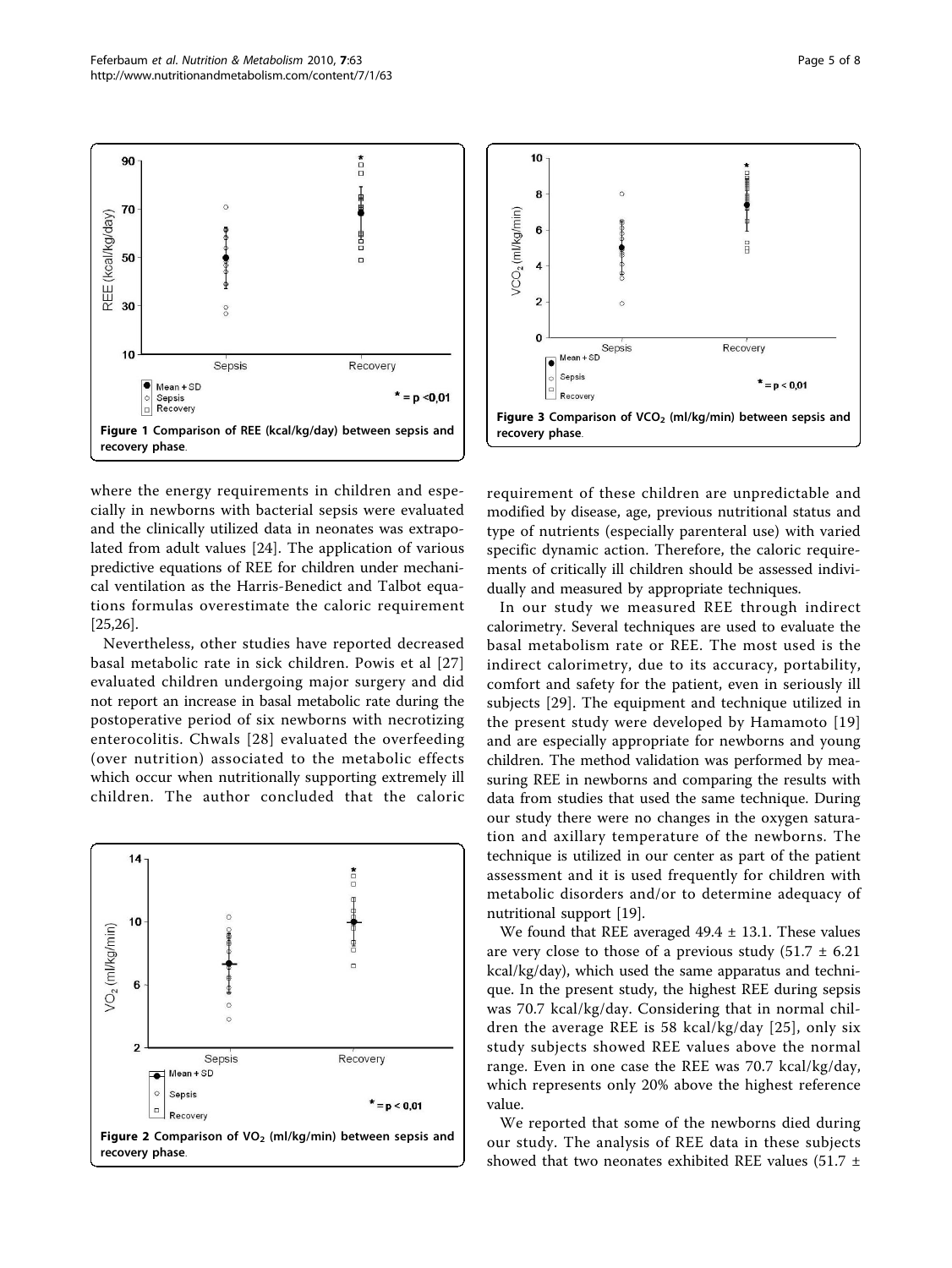**Figure 1 Comparison of REE (kcal/kg/day) between sepsis and recovery phase.**

**Figure 3 Comparison of $VCO_2$ (ml/kg/min) between sepsis and recovery phase.**

**Figure 2 Comparison of $VO_2$ (ml/kg/min) between sepsis and recovery phase.**

where the energy requirements in children and especially in newborns with bacterial sepsis were evaluated and the clinically utilized data in neonates was extrapolated from adult values [24]. The application of various predictive equations of REE for children under mechanical ventilation as the Harris-Benedict and Talbot equations formulas overestimate the caloric requirement [25,26].

Nevertheless, other studies have reported decreased basal metabolic rate in sick children. Powis et al [27] evaluated children undergoing major surgery and did not report an increase in basal metabolic rate during the postoperative period of six newborns with necrotizing enterocolitis. Chwals [28] evaluated the overfeeding (over nutrition) associated to the metabolic effects which occur when nutritionally supporting extremely ill children. The author concluded that the caloric requirement of these children are unpredictable and modified by disease, age, previous nutritional status and type of nutrients (especially parenteral use) with varied specific dynamic action. Therefore, the caloric requirements of critically ill children should be assessed individually and measured by appropriate techniques.

In our study we measured REE through indirect calorimetry. Several techniques are used to evaluate the basal metabolism rate or REE. The most used is the indirect calorimetry, due to its accuracy, portability, comfort and safety for the patient, even in seriously ill subjects [29]. The equipment and technique utilized in the present study were developed by Hamamoto [19] and are especially appropriate for newborns and young children. The method validation was performed by measuring REE in newborns and comparing the results with data from studies that used the same technique. During our study there were no changes in the oxygen saturation and axillary temperature of the newborns. The technique is utilized in our center as part of the patient assessment and it is used frequently for children with metabolic disorders and/or to determine adequacy of nutritional support [19].

We found that REE averaged 49.4 ± 13.1. These values are very close to those of a previous study (51.7 ± 6.21 kcal/kg/day), which used the same apparatus and technique. In the present study, the highest REE during sepsis was 70.7 kcal/kg/day. Considering that in normal children the average REE is 58 kcal/kg/day [25], only six study subjects showed REE values above the normal range. Even in one case the REE was 70.7 kcal/kg/day, which represents only 20% above the highest reference value.

We reported that some of the newborns died during our study. The analysis of REE data in these subjects showed that two neonates exhibited REE values (51.7 ±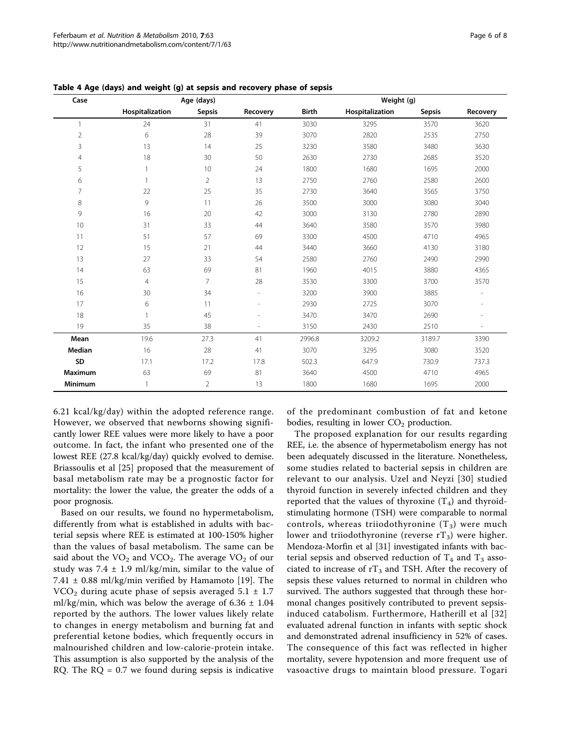**Table 4 Age (days) and weight (g) at sepsis and recovery phase of sepsis**

| Case | Age (days) | | | Weight (g) | | | |
|---|---|---|---|---|---|---|---|
| | Hospitalization | Sepsis | Recovery | Birth | Hospitalization | Sepsis | Recovery |
| 1 | 24 | 31 | 41 | 3030 | 3295 | 3570 | 3620 |
| 2 | 6 | 28 | 39 | 3070 | 2820 | 2535 | 2750 |
| 3 | 13 | 14 | 25 | 3230 | 3580 | 3480 | 3630 |
| 4 | 18 | 30 | 50 | 2630 | 2730 | 2685 | 3520 |
| 5 | 1 | 10 | 24 | 1800 | 1680 | 1695 | 2000 |
| 6 | 1 | 2 | 13 | 2750 | 2760 | 2580 | 2600 |
| 7 | 22 | 25 | 35 | 2730 | 3640 | 3565 | 3750 |
| 8 | 9 | 11 | 26 | 3500 | 3000 | 3080 | 3040 |
| 9 | 16 | 20 | 42 | 3000 | 3130 | 2780 | 2890 |
| 10 | 31 | 33 | 44 | 3640 | 3580 | 3570 | 3980 |
| 11 | 51 | 57 | 69 | 3300 | 4500 | 4710 | 4965 |
| 12 | 15 | 21 | 44 | 3440 | 3660 | 4130 | 3180 |
| 13 | 27 | 33 | 54 | 2580 | 2760 | 2490 | 2990 |
| 14 | 63 | 69 | 81 | 1960 | 4015 | 3880 | 4365 |
| 15 | 4 | 7 | 28 | 3530 | 3300 | 3700 | 3570 |
| 16 | 30 | 34 | - | 3200 | 3900 | 3885 | - |
| 17 | 6 | 11 | - | 2930 | 2725 | 3070 | - |
| 18 | 1 | 45 | - | 3470 | 3470 | 2690 | - |
| 19 | 35 | 38 | - | 3150 | 2430 | 2510 | - |
| **Mean** | 19.6 | 27.3 | 41 | 2996.8 | 3209.2 | 3189.7 | 3390 |
| **Median** | 16 | 28 | 41 | 3070 | 3295 | 3080 | 3520 |
| **SD** | 17.1 | 17.2 | 17.8 | 502.3 | 647.9 | 730.9 | 737.3 |
| **Maximum** | 63 | 69 | 81 | 3640 | 4500 | 4710 | 4965 |
| **Minimum** | 1 | 2 | 13 | 1800 | 1680 | 1695 | 2000 |

6.21 kcal/kg/day) within the adopted reference range. However, we observed that newborns showing significantly lower REE values were more likely to have a poor outcome. In fact, the infant who presented one of the lowest REE (27.8 kcal/kg/day) quickly evolved to demise. Briassoulis et al [25] proposed that the measurement of basal metabolism rate may be a prognostic factor for mortality: the lower the value, the greater the odds of a poor prognosis.

Based on our results, we found no hypermetabolism, differently from what is established in adults with bacterial sepsis where REE is estimated at 100-150% higher than the values of basal metabolism. The same can be said about the $VO_2$ and $VCO_2$. The average $VO_2$ of our study was $7.4 \pm 1.9$ ml/kg/min, similar to the value of $7.41 \pm 0.88$ ml/kg/min verified by Hamamoto [19]. The $VCO_2$ during acute phase of sepsis averaged $5.1 \pm 1.7$ ml/kg/min, which was below the average of $6.36 \pm 1.04$ reported by the authors. The lower values likely relate to changes in energy metabolism and burning fat and preferential ketone bodies, which frequently occurs in malnourished children and low-calorie-protein intake. This assumption is also supported by the analysis of the RQ. The RQ = 0.7 we found during sepsis is indicative of the predominant combustion of fat and ketone bodies, resulting in lower $CO_2$ production.

The proposed explanation for our results regarding REE, i.e. the absence of hypermetabolism energy has not been adequately discussed in the literature. Nonetheless, some studies related to bacterial sepsis in children are relevant to our analysis. Uzel and Neyzi [30] studied thyroid function in severely infected children and they reported that the values of thyroxine ($T_4$) and thyroid-stimulating hormone (TSH) were comparable to normal controls, whereas triiodothyronine ($T_3$) were much lower and triiodothyronine (reverse $rT_3$) were higher. Mendoza-Morfin et al [31] investigated infants with bacterial sepsis and observed reduction of $T_4$ and $T_3$ associated to increase of $rT_3$ and TSH. After the recovery of sepsis these values returned to normal in children who survived. The authors suggested that through these hormonal changes positively contributed to prevent sepsis-induced catabolism. Furthermore, Hatherill et al [32] evaluated adrenal function in infants with septic shock and demonstrated adrenal insufficiency in 52% of cases. The consequence of this fact was reflected in higher mortality, severe hypotension and more frequent use of vasoactive drugs to maintain blood pressure. Togari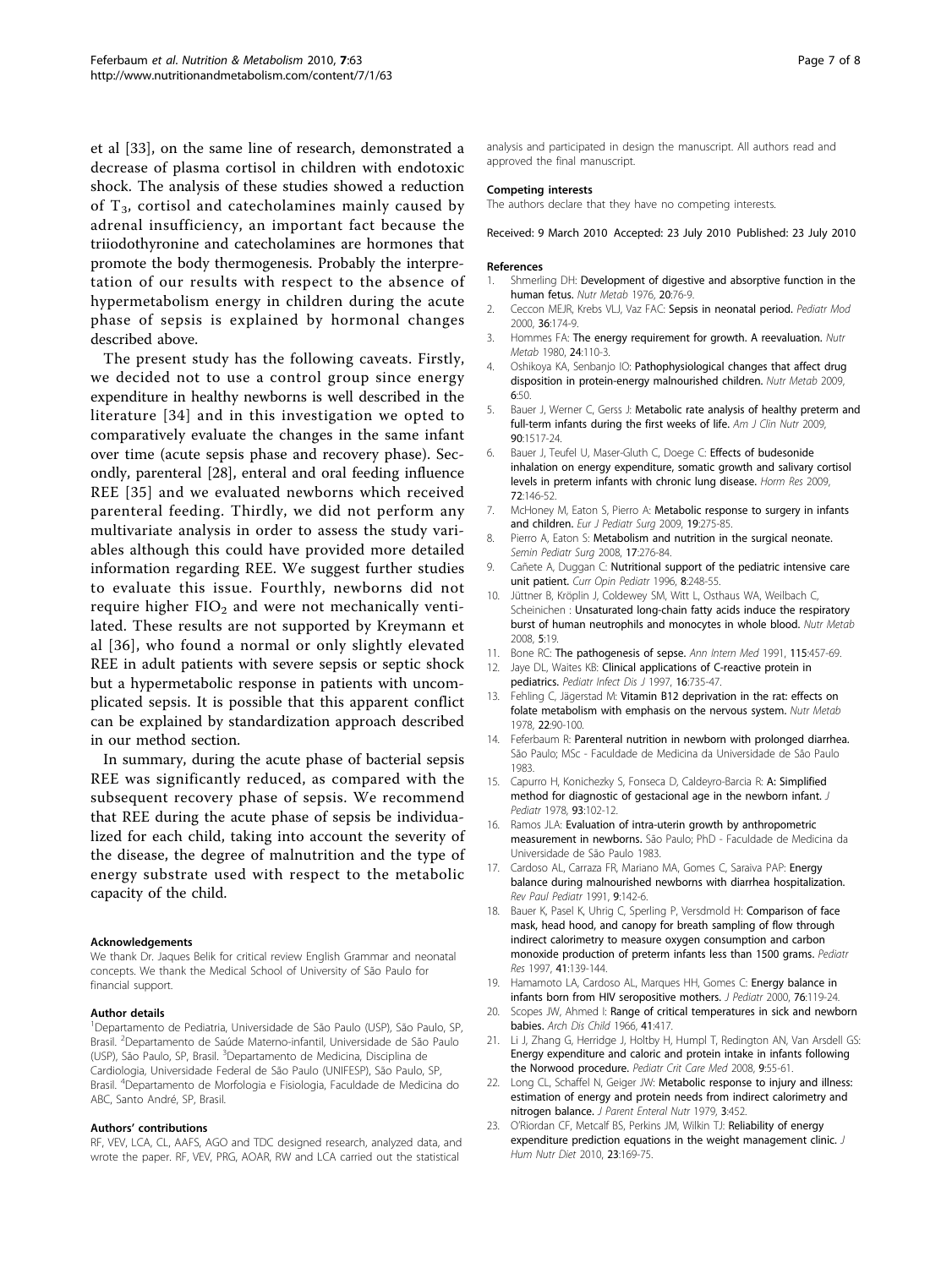et al [33], on the same line of research, demonstrated a decrease of plasma cortisol in children with endotoxic shock. The analysis of these studies showed a reduction of $T_3$, cortisol and catecholamines mainly caused by adrenal insufficiency, an important fact because the triiodothyronine and catecholamines are hormones that promote the body thermogenesis. Probably the interpretation of our results with respect to the absence of hypermetabolism energy in children during the acute phase of sepsis is explained by hormonal changes described above.

The present study has the following caveats. Firstly, we decided not to use a control group since energy expenditure in healthy newborns is well described in the literature [34] and in this investigation we opted to comparatively evaluate the changes in the same infant over time (acute sepsis phase and recovery phase). Secondly, parenteral [28], enteral and oral feeding influence REE [35] and we evaluated newborns which received parenteral feeding. Thirdly, we did not perform any multivariate analysis in order to assess the study variables although this could have provided more detailed information regarding REE. We suggest further studies to evaluate this issue. Fourthly, newborns did not require higher $FIO_2$ and were not mechanically ventilated. These results are not supported by Kreymann et al [36], who found a normal or only slightly elevated REE in adult patients with severe sepsis or septic shock but a hypermetabolic response in patients with uncomplicated sepsis. It is possible that this apparent conflict can be explained by standardization approach described in our method section.

In summary, during the acute phase of bacterial sepsis REE was significantly reduced, as compared with the subsequent recovery phase of sepsis. We recommend that REE during the acute phase of sepsis be individualized for each child, taking into account the severity of the disease, the degree of malnutrition and the type of energy substrate used with respect to the metabolic capacity of the child.

#### Acknowledgements

We thank Dr. Jaques Belik for critical review English Grammar and neonatal concepts. We thank the Medical School of University of São Paulo for financial support.

#### Author details

[1]Departamento de Pediatria, Universidade de São Paulo (USP), São Paulo, SP, Brasil. [2]Departamento de Saúde Materno-infantil, Universidade de São Paulo (USP), São Paulo, SP, Brasil. [3]Departamento de Medicina, Disciplina de Cardiologia, Universidade Federal de São Paulo (UNIFESP), São Paulo, SP, Brasil. [4]Departamento de Morfologia e Fisiologia, Faculdade de Medicina do ABC, Santo André, SP, Brasil.

#### Authors' contributions

RF, VEV, LCA, CL, AAFS, AGO and TDC designed research, analyzed data, and wrote the paper. RF, VEV, PRG, AOAR, RW and LCA carried out the statistical analysis and participated in design the manuscript. All authors read and approved the final manuscript.

#### Competing interests

The authors declare that they have no competing interests.

Received: 9 March 2010 Accepted: 23 July 2010 Published: 23 July 2010

#### References

1. Shmerling DH: **Development of digestive and absorptive function in the human fetus.** *Nutr Metab* 1976, **20**:76-9.
2. Ceccon MEJR, Krebs VLJ, Vaz FAC: **Sepsis in neonatal period.** *Pediatr Mod* 2000, **36**:174-9.
3. Hommes FA: **The energy requirement for growth. A reevaluation.** *Nutr Metab* 1980, **24**:110-3.
4. Oshikoya KA, Senbanjo IO: **Pathophysiological changes that affect drug disposition in protein-energy malnourished children.** *Nutr Metab* 2009, **6**:50.
5. Bauer J, Werner C, Gerss J: **Metabolic rate analysis of healthy preterm and full-term infants during the first weeks of life.** *Am J Clin Nutr* 2009, **90**:1517-24.
6. Bauer J, Teufel U, Maser-Gluth C, Doege C: **Effects of budesonide inhalation on energy expenditure, somatic growth and salivary cortisol levels in preterm infants with chronic lung disease.** *Horm Res* 2009, **72**:146-52.
7. McHoney M, Eaton S, Pierro A: **Metabolic response to surgery in infants and children.** *Eur J Pediatr Surg* 2009, **19**:275-85.
8. Pierro A, Eaton S: **Metabolism and nutrition in the surgical neonate.** *Semin Pediatr Surg* 2008, **17**:276-84.
9. Cañete A, Duggan C: **Nutritional support of the pediatric intensive care unit patient.** *Curr Opin Pediatr* 1996, **8**:248-55.
10. Jüttner B, Kröplin J, Coldewey SM, Witt L, Osthaus WA, Weilbach C, Scheinichen : **Unsaturated long-chain fatty acids induce the respiratory burst of human neutrophils and monocytes in whole blood.** *Nutr Metab* 2008, **5**:19.
11. Bone RC: **The pathogenesis of sepse.** *Ann Intern Med* 1991, **115**:457-69.
12. Jaye DL, Waites KB: **Clinical applications of C-reactive protein in pediatrics.** *Pediatr Infect Dis J* 1997, **16**:735-47.
13. Fehling C, Jägerstad M: **Vitamin B12 deprivation in the rat: effects on folate metabolism with emphasis on the nervous system.** *Nutr Metab* 1978, **22**:90-100.
14. Feferbaum R: **Parenteral nutrition in newborn with prolonged diarrhea.** São Paulo; MSc - Faculdade de Medicina da Universidade de São Paulo 1983.
15. Capurro H, Konichezky S, Fonseca D, Caldeyro-Barcia R: **A: Simplified method for diagnostic of gestacional age in the newborn infant.** *J Pediatr* 1978, **93**:102-12.
16. Ramos JLA: **Evaluation of intra-uterin growth by anthropometric measurement in newborns.** São Paulo; PhD - Faculdade de Medicina da Universidade de São Paulo 1983.
17. Cardoso AL, Carraza FR, Mariano MA, Gomes C, Saraiva PAP: **Energy balance during malnourished newborns with diarrhea hospitalization.** *Rev Paul Pediatr* 1991, **9**:142-6.
18. Bauer K, Pasel K, Uhrig C, Sperling P, Versdmold H: **Comparison of face mask, head hood, and canopy for breath sampling of flow through indirect calorimetry to measure oxygen consumption and carbon monoxide production of preterm infants less than 1500 grams.** *Pediatr Res* 1997, **41**:139-144.
19. Hamamoto LA, Cardoso AL, Marques HH, Gomes C: **Energy balance in infants born from HIV seropositive mothers.** *J Pediatr* 2000, **76**:119-24.
20. Scopes JW, Ahmed I: **Range of critical temperatures in sick and newborn babies.** *Arch Dis Child* 1966, **41**:417.
21. Li J, Zhang G, Herridge J, Holtby H, Humpl T, Redington AN, Van Arsdell GS: **Energy expenditure and caloric and protein intake in infants following the Norwood procedure.** *Pediatr Crit Care Med* 2008, **9**:55-61.
22. Long CL, Schaffel N, Geiger JW: **Metabolic response to injury and illness: estimation of energy and protein needs from indirect calorimetry and nitrogen balance.** *J Parent Enteral Nutr* 1979, **3**:452.
23. O'Riordan CF, Metcalf BS, Perkins JM, Wilkin TJ: **Reliability of energy expenditure prediction equations in the weight management clinic.** *J Hum Nutr Diet* 2010, **23**:169-75.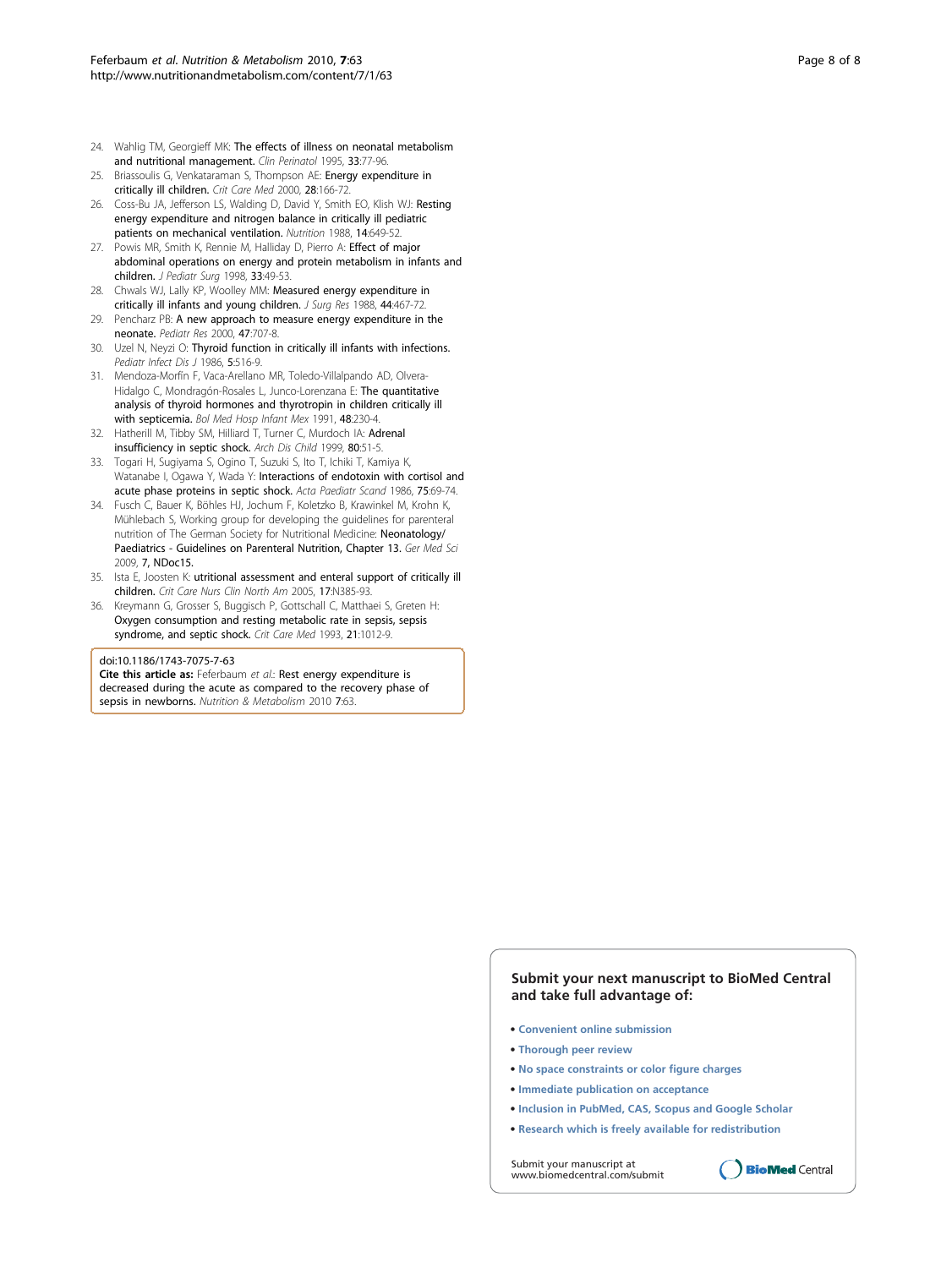24. Wahlig TM, Georgieff MK: **The effects of illness on neonatal metabolism and nutritional management.** *Clin Perinatol* 1995, **33**:77-96.
25. Briassoulis G, Venkataraman S, Thompson AE: **Energy expenditure in critically ill children.** *Crit Care Med* 2000, **28**:166-72.
26. Coss-Bu JA, Jefferson LS, Walding D, David Y, Smith EO, Klish WJ: **Resting energy expenditure and nitrogen balance in critically ill pediatric patients on mechanical ventilation.** *Nutrition* 1988, **14**:649-52.
27. Powis MR, Smith K, Rennie M, Halliday D, Pierro A: **Effect of major abdominal operations on energy and protein metabolism in infants and children.** *J Pediatr Surg* 1998, **33**:49-53.
28. Chwals WJ, Lally KP, Woolley MM: **Measured energy expenditure in critically ill infants and young children.** *J Surg Res* 1988, **44**:467-72.
29. Pencharz PB: **A new approach to measure energy expenditure in the neonate.** *Pediatr Res* 2000, **47**:707-8.
30. Uzel N, Neyzi O: **Thyroid function in critically ill infants with infections.** *Pediatr Infect Dis J* 1986, **5**:516-9.
31. Mendoza-Morfín F, Vaca-Arellano MR, Toledo-Villalpando AD, Olvera-Hidalgo C, Mondragón-Rosales L, Junco-Lorenzana E: **The quantitative analysis of thyroid hormones and thyrotropin in children critically ill with septicemia.** *Bol Med Hosp Infant Mex* 1991, **48**:230-4.
32. Hatherill M, Tibby SM, Hilliard T, Turner C, Murdoch IA: **Adrenal insufficiency in septic shock.** *Arch Dis Child* 1999, **80**:51-5.
33. Togari H, Sugiyama S, Ogino T, Suzuki S, Ito T, Ichiki T, Kamiya K, Watanabe I, Ogawa Y, Wada Y: **Interactions of endotoxin with cortisol and acute phase proteins in septic shock.** *Acta Paediatr Scand* 1986, **75**:69-74.
34. Fusch C, Bauer K, Böhles HJ, Jochum F, Koletzko B, Krawinkel M, Krohn K, Mühlebach S, Working group for developing the guidelines for parenteral nutrition of The German Society for Nutritional Medicine: **Neonatology/ Paediatrics - Guidelines on Parenteral Nutrition, Chapter 13.** *Ger Med Sci* 2009, **7**, NDoc15.
35. Ista E, Joosten K: **utritional assessment and enteral support of critically ill children.** *Crit Care Nurs Clin North Am* 2005, **17**:N385-93.
36. Kreymann G, Grosser S, Buggisch P, Gottschall C, Matthaei S, Greten H: **Oxygen consumption and resting metabolic rate in sepsis, sepsis syndrome, and septic shock.** *Crit Care Med* 1993, **21**:1012-9.

doi:10.1186/1743-7075-7-63

**Cite this article as:** Feferbaum *et al.*: Rest energy expenditure is decreased during the acute as compared to the recovery phase of sepsis in newborns. *Nutrition & Metabolism* 2010 **7**:63.

**Submit your next manuscript to BioMed Central and take full advantage of:**

- **Convenient online submission**
- **Thorough peer review**
- **No space constraints or color figure charges**
- **Immediate publication on acceptance**
- **Inclusion in PubMed, CAS, Scopus and Google Scholar**
- **Research which is freely available for redistribution**

Submit your manuscript at www.biomedcentral.com/submit

BioMed Central